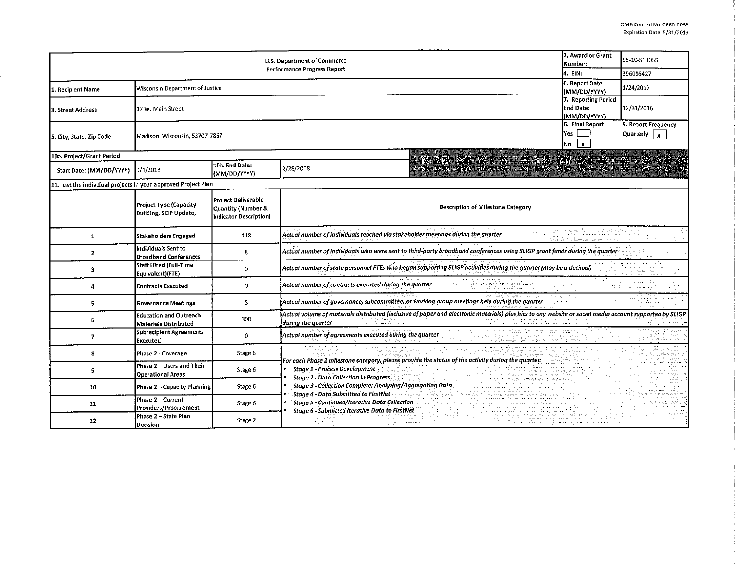OMB Control No. 0660-0038
Expiration Date: 5/31/2019

| U.S. Department of Commerce Performance Progress Report | | | | 2. Award or Grant Number: | 55-10-S13055 |
|---|---|---|---|---|---|
| | | | | 4. EIN: | 396006427 |
| 1. Recipient Name | Wisconsin Department of Justice | | | 6. Report Date (MM/DD/YYYY) | 1/24/2017 |
| 3. Street Address | 17 W. Main Street | | | 7. Reporting Period End Date: (MM/DD/YYYY) | 12/31/2016 |
| 5. City, State, Zip Code | Madison, Wisconsin, 53707-7857 | | | 8. Final Report Yes [ ] No [x] | 9. Report Frequency Quarterly [x] |
| 10a. Project/Grant Period | | | | | |
| Start Date: (MM/DD/YYYY) | 9/1/2013 | 10b. End Date: (MM/DD/YYYY) | 2/28/2018 | | |

11. List the individual projects in your approved Project Plan

| | Project Type (Capacity Building, SCIP Update, | Project Deliverable Quantity (Number & Indicator Description) | Description of Milestone Category |
|---|---|---|---|
| 1 | Stakeholders Engaged | 118 | *Actual number of individuals reached via stakeholder meetings during the quarter* |
| 2 | Individuals Sent to Broadband Conferences | 8 | *Actual number of individuals who were sent to third-party broadband conferences using SLIGP grant funds during the quarter* |
| 3 | Staff Hired (Full-Time Equivalent)(FTE) | 0 | *Actual number of state personnel FTEs who began supporting SLIGP activities during the quarter (may be a decimal)* |
| 4 | Contracts Executed | 0 | *Actual number of contracts executed during the quarter* |
| 5 | Governance Meetings | 8 | *Actual number of governance, subcommittee, or working group meetings held during the quarter* |
| 6 | Education and Outreach Materials Distributed | 300 | *Actual volume of materials distributed (inclusive of paper and electronic materials) plus hits to any website or social media account supported by SLIGP during the quarter* |
| 7 | Subrecipient Agreements Executed | 0 | *Actual number of agreements executed during the quarter* |
| 8 | Phase 2 - Coverage | Stage 6 | *For each Phase 2 milestone category, please provide the status of the activity during the quarter:* • *Stage 1 - Process Development* • *Stage 2 - Data Collection in Progress* • *Stage 3 - Collection Complete; Analyzing/Aggregating Data* • *Stage 4 - Data Submitted to FirstNet* • *Stage 5 - Continued/Iterative Data Collection* • *Stage 6 - Submitted Iterative Data to FirstNet* |
| 9 | Phase 2 – Users and Their Operational Areas | Stage 6 | |
| 10 | Phase 2 – Capacity Planning | Stage 6 | |
| 11 | Phase 2 – Current Providers/Procurement | Stage 6 | |
| 12 | Phase 2 – State Plan Decision | Stage 2 | |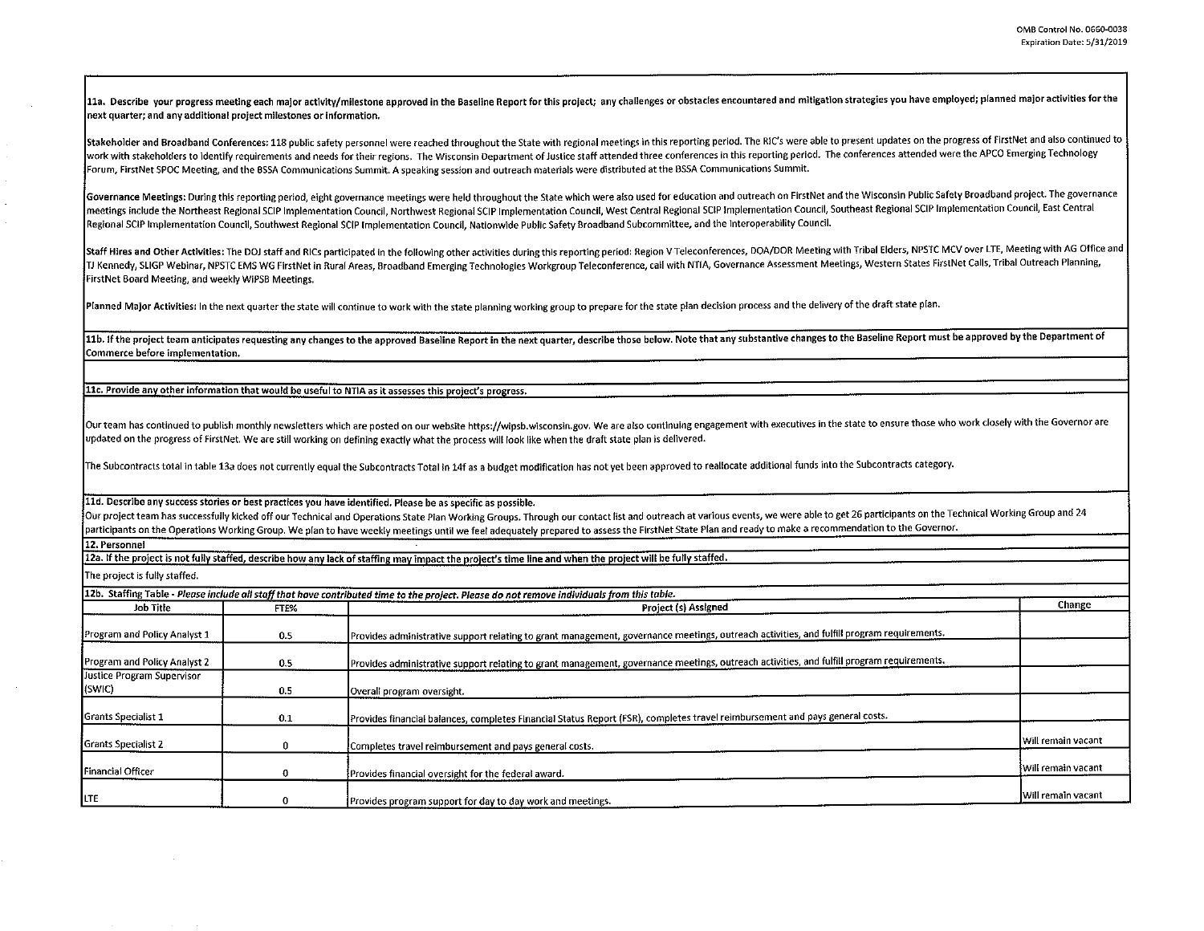**11a. Describe your progress meeting each major activity/milestone approved in the Baseline Report for this project; any challenges or obstacles encountered and mitigation strategies you have employed; planned major activities for the next quarter; and any additional project milestones or information.**

**Stakeholder and Broadband Conferences:** 118 public safety personnel were reached throughout the State with regional meetings in this reporting period. The RIC's were able to present updates on the progress of FirstNet and also continued to work with stakeholders to identify requirements and needs for their regions. The Wisconsin Department of Justice staff attended three conferences in this reporting period. The conferences attended were the APCO Emerging Technology Forum, FirstNet SPOC Meeting, and the BSSA Communications Summit. A speaking session and outreach materials were distributed at the BSSA Communications Summit.

**Governance Meetings:** During this reporting period, eight governance meetings were held throughout the State which were also used for education and outreach on FirstNet and the Wisconsin Public Safety Broadband project. The governance meetings include the Northeast Regional SCIP Implementation Council, Northwest Regional SCIP Implementation Council, West Central Regional SCIP Implementation Council, Southeast Regional SCIP Implementation Council, East Central Regional SCIP Implementation Council, Southwest Regional SCIP Implementation Council, Nationwide Public Safety Broadband Subcommittee, and the Interoperability Council.

**Staff Hires and Other Activities:** The DOJ staff and RICs participated in the following other activities during this reporting period: Region V Teleconferences, DOA/DOR Meeting with Tribal Elders, NPSTC MCV over LTE, Meeting with AG Office and TJ Kennedy, SLIGP Webinar, NPSTC EMS WG FirstNet in Rural Areas, Broadband Emerging Technologies Workgroup Teleconference, call with NTIA, Governance Assessment Meetings, Western States FirstNet Calls, Tribal Outreach Planning, FirstNet Board Meeting, and weekly WIPSB Meetings.

**Planned Major Activities:** In the next quarter the state will continue to work with the state planning working group to prepare for the state plan decision process and the delivery of the draft state plan.

**11b. If the project team anticipates requesting any changes to the approved Baseline Report in the next quarter, describe those below. Note that any substantive changes to the Baseline Report must be approved by the Department of Commerce before implementation.**

**11c. Provide any other information that would be useful to NTIA as it assesses this project's progress.**

Our team has continued to publish monthly newsletters which are posted on our website https://wipsb.wisconsin.gov. We are also continuing engagement with executives in the state to ensure those who work closely with the Governor are updated on the progress of FirstNet. We are still working on defining exactly what the process will look like when the draft state plan is delivered.

The Subcontracts total in table 13a does not currently equal the Subcontracts Total in 14f as a budget modification has not yet been approved to reallocate additional funds into the Subcontracts category.

**11d. Describe any success stories or best practices you have identified. Please be as specific as possible.**

Our project team has successfully kicked off our Technical and Operations State Plan Working Groups. Through our contact list and outreach at various events, we were able to get 26 participants on the Technical Working Group and 24 participants on the Operations Working Group. We plan to have weekly meetings until we feel adequately prepared to assess the FirstNet State Plan and ready to make a recommendation to the Governor.

**12. Personnel**

**12a. If the project is not fully staffed, describe how any lack of staffing may impact the project's time line and when the project will be fully staffed.**

The project is fully staffed.

**12b. Staffing Table** - *Please include all staff that have contributed time to the project. Please do not remove individuals from this table.*

| Job Title | FTE% | Project (s) Assigned | Change |
|---|---|---|---|
| Program and Policy Analyst 1 | 0.5 | Provides administrative support relating to grant management, governance meetings, outreach activities, and fulfill program requirements. | |
| Program and Policy Analyst 2 | 0.5 | Provides administrative support relating to grant management, governance meetings, outreach activities, and fulfill program requirements. | |
| Justice Program Supervisor (SWIC) | 0.5 | Overall program oversight. | |
| Grants Specialist 1 | 0.1 | Provides financial balances, completes Financial Status Report (FSR), completes travel reimbursement and pays general costs. | |
| Grants Specialist 2 | 0 | Completes travel reimbursement and pays general costs. | Will remain vacant |
| Financial Officer | 0 | Provides financial oversight for the federal award. | Will remain vacant |
| LTE | 0 | Provides program support for day to day work and meetings. | Will remain vacant |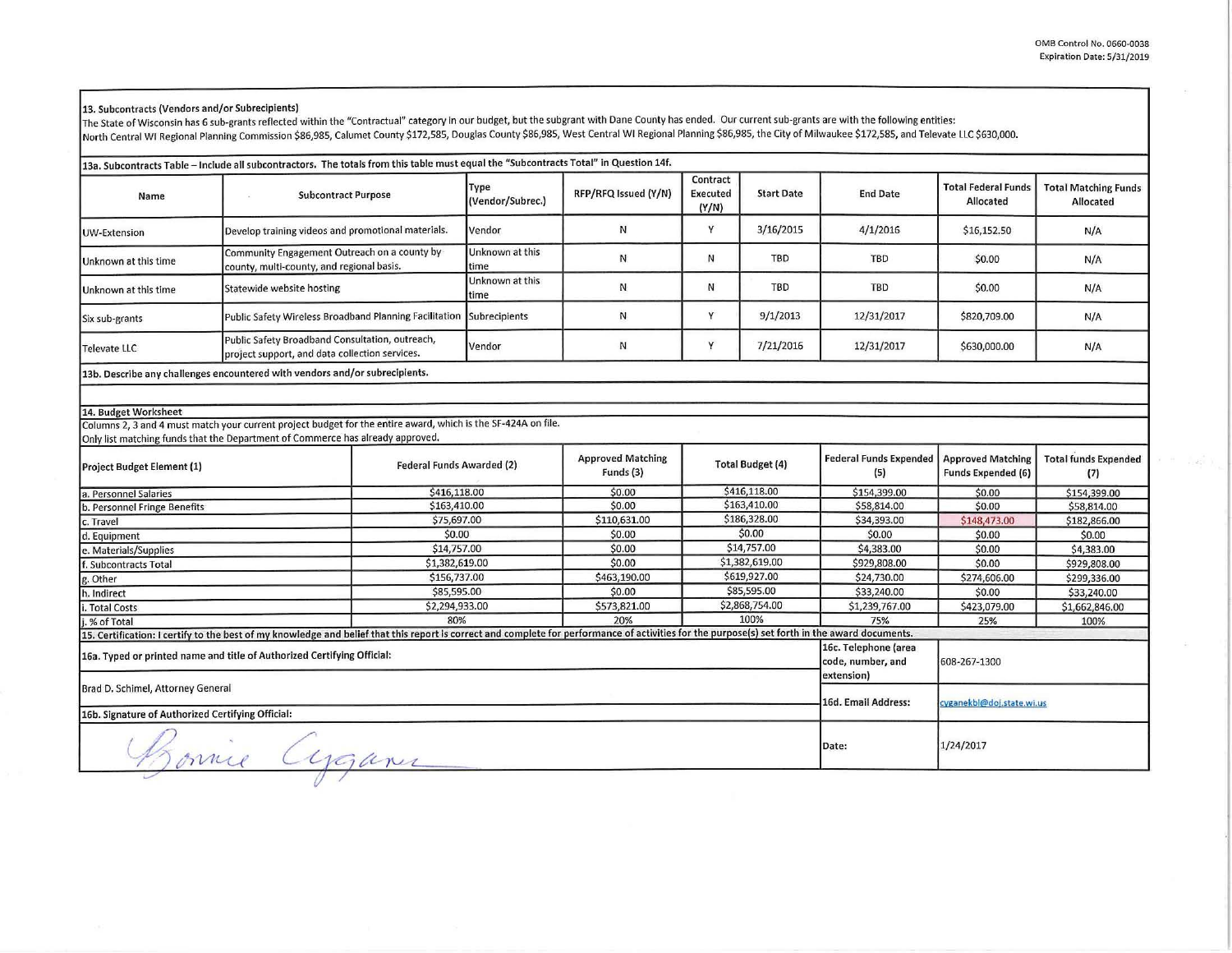OMB Control No. 0660-0038
Expiration Date: 5/31/2019

**13. Subcontracts (Vendors and/or Subrecipients)**

The State of Wisconsin has 6 sub-grants reflected within the "Contractual" category in our budget, but the subgrant with Dane County has ended. Our current sub-grants are with the following entities: North Central WI Regional Planning Commission $86,985, Calumet County $172,585, Douglas County $86,985, West Central WI Regional Planning $86,985, the City of Milwaukee $172,585, and Televate LLC $630,000.

**13a. Subcontracts Table – Include all subcontractors. The totals from this table must equal the "Subcontracts Total" in Question 14f.**

| Name | Subcontract Purpose | Type (Vendor/Subrec.) | RFP/RFQ Issued (Y/N) | Contract Executed (Y/N) | Start Date | End Date | Total Federal Funds Allocated | Total Matching Funds Allocated |
|---|---|---|---|---|---|---|---|---|
| UW-Extension | Develop training videos and promotional materials. | Vendor | N | Y | 3/16/2015 | 4/1/2016 | $16,152.50 | N/A |
| Unknown at this time | Community Engagement Outreach on a county by county, multi-county, and regional basis. | Unknown at this time | N | N | TBD | TBD | $0.00 | N/A |
| Unknown at this time | Statewide website hosting | Unknown at this time | N | N | TBD | TBD | $0.00 | N/A |
| Six sub-grants | Public Safety Wireless Broadband Planning Facilitation | Subrecipients | N | Y | 9/1/2013 | 12/31/2017 | $820,709.00 | N/A |
| Televate LLC | Public Safety Broadband Consultation, outreach, project support, and data collection services. | Vendor | N | Y | 7/21/2016 | 12/31/2017 | $630,000.00 | N/A |

**13b. Describe any challenges encountered with vendors and/or subrecipients.**

**14. Budget Worksheet**

Columns 2, 3 and 4 must match your current project budget for the entire award, which is the SF-424A on file.
Only list matching funds that the Department of Commerce has already approved.

| Project Budget Element (1) | Federal Funds Awarded (2) | Approved Matching Funds (3) | Total Budget (4) | Federal Funds Expended (5) | Approved Matching Funds Expended (6) | Total funds Expended (7) |
|---|---|---|---|---|---|---|
| a. Personnel Salaries | $416,118.00 | $0.00 | $416,118.00 | $154,399.00 | $0.00 | $154,399.00 |
| b. Personnel Fringe Benefits | $163,410.00 | $0.00 | $163,410.00 | $58,814.00 | $0.00 | $58,814.00 |
| c. Travel | $75,697.00 | $110,631.00 | $186,328.00 | $34,393.00 | $148,473.00 | $182,866.00 |
| d. Equipment | $0.00 | $0.00 | $0.00 | $0.00 | $0.00 | $0.00 |
| e. Materials/Supplies | $14,757.00 | $0.00 | $14,757.00 | $4,383.00 | $0.00 | $4,383.00 |
| f. Subcontracts Total | $1,382,619.00 | $0.00 | $1,382,619.00 | $929,808.00 | $0.00 | $929,808.00 |
| g. Other | $156,737.00 | $463,190.00 | $619,927.00 | $24,730.00 | $274,606.00 | $299,336.00 |
| h. Indirect | $85,595.00 | $0.00 | $85,595.00 | $33,240.00 | $0.00 | $33,240.00 |
| i. Total Costs | $2,294,933.00 | $573,821.00 | $2,868,754.00 | $1,239,767.00 | $423,079.00 | $1,662,846.00 |
| j. % of Total | 80% | 20% | 100% | 75% | 25% | 100% |

**15. Certification: I certify to the best of my knowledge and belief that this report is correct and complete for performance of activities for the purpose(s) set forth in the award documents.**

| | |
|---|---|
| **16a. Typed or printed name and title of Authorized Certifying Official:** Brad D. Schimel, Attorney General | **16c. Telephone (area code, number, and extension)** 608-267-1300 |
| **16b. Signature of Authorized Certifying Official:** Bonnie Cyganek | **16d. Email Address:** cyganekbl@doj.state.wi.us |
| | **Date:** 1/24/2017 |